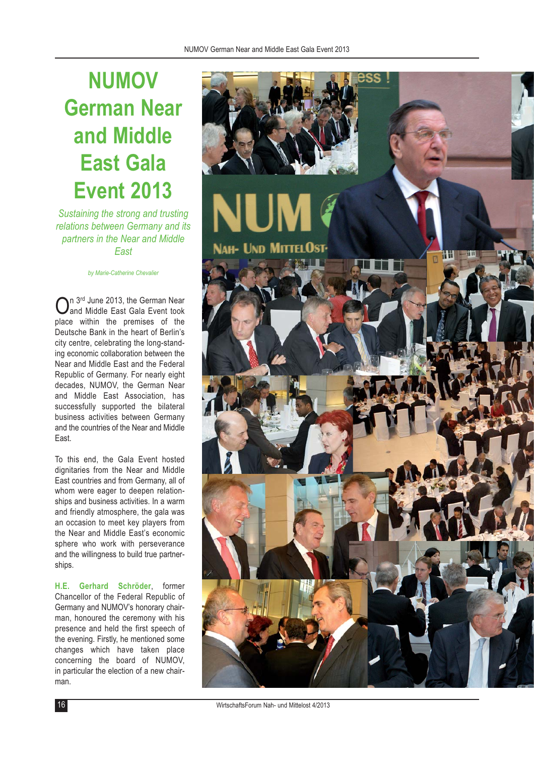# NUMOV German Near and Middle East Gala Event 2013

*Sustaining the strong and trusting relations between Germany and its partners in the Near and Middle East*

*by Marie-Catherine Chevalier*

On 3rd June 2013, the German Near and Middle East Gala Event took place within the premises of the Deutsche Bank in the heart of Berlin's city centre, celebrating the long-standing economic collaboration between the Near and Middle East and the Federal Republic of Germany. For nearly eight decades, NUMOV, the German Near and Middle East Association, has successfully supported the bilateral business activities between Germany and the countries of the Near and Middle East.

To this end, the Gala Event hosted dignitaries from the Near and Middle East countries and from Germany, all of whom were eager to deepen relationships and business activities. In a warm and friendly atmosphere, the gala was an occasion to meet key players from the Near and Middle East's economic sphere who work with perseverance and the willingness to build true partnerships.

**H.E. Gerhard Schröder**, former Chancellor of the Federal Republic of Germany and NUMOV's honorary chairman, honoured the ceremony with his presence and held the first speech of the evening. Firstly, he mentioned some changes which have taken place concerning the board of NUMOV, in particular the election of a new chairman.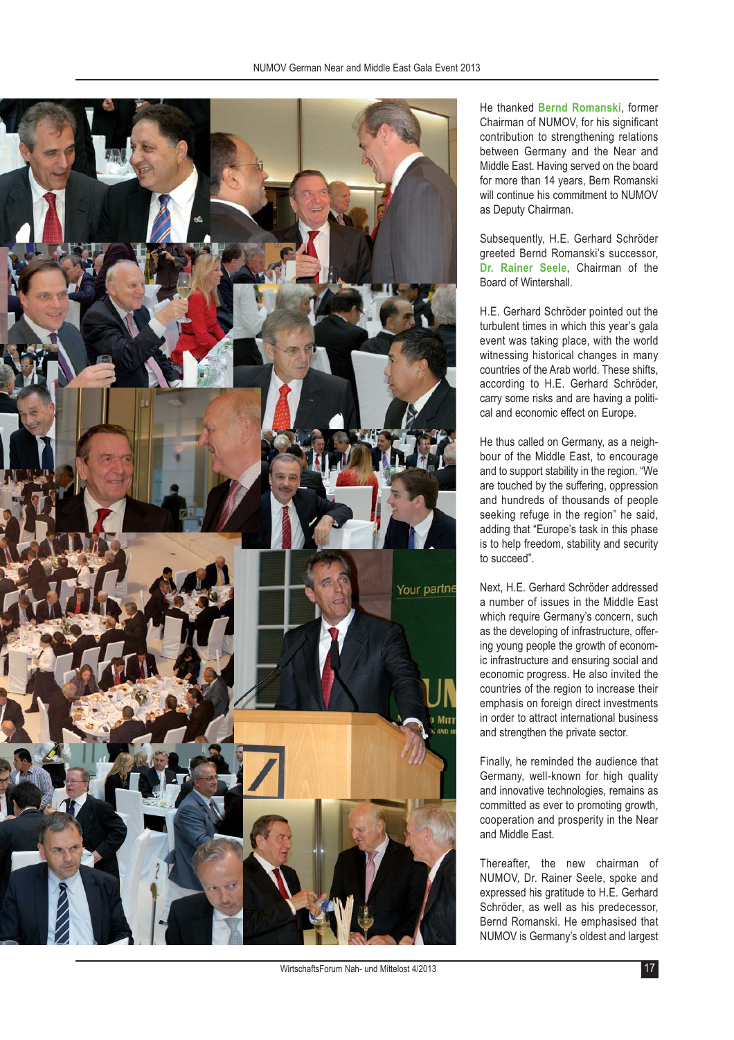He thanked **Bernd Romanski**, former Chairman of NUMOV, for his significant contribution to strengthening relations between Germany and the Near and Middle East. Having served on the board for more than 14 years, Bern Romanski will continue his commitment to NUMOV as Deputy Chairman.

Subsequently, H.E. Gerhard Schröder greeted Bernd Romanski's successor, **Dr. Rainer Seele**, Chairman of the Board of Wintershall.

H.E. Gerhard Schröder pointed out the turbulent times in which this year's gala event was taking place, with the world witnessing historical changes in many countries of the Arab world. These shifts, according to H.E. Gerhard Schröder, carry some risks and are having a political and economic effect on Europe.

He thus called on Germany, as a neighbour of the Middle East, to encourage and to support stability in the region. "We are touched by the suffering, oppression and hundreds of thousands of people seeking refuge in the region" he said, adding that "Europe's task in this phase is to help freedom, stability and security to succeed".

Next, H.E. Gerhard Schröder addressed a number of issues in the Middle East which require Germany's concern, such as the developing of infrastructure, offering young people the growth of economic infrastructure and ensuring social and economic progress. He also invited the countries of the region to increase their emphasis on foreign direct investments in order to attract international business and strengthen the private sector.

Finally, he reminded the audience that Germany, well-known for high quality and innovative technologies, remains as committed as ever to promoting growth, cooperation and prosperity in the Near and Middle East.

Thereafter, the new chairman of NUMOV, Dr. Rainer Seele, spoke and expressed his gratitude to H.E. Gerhard Schröder, as well as his predecessor, Bernd Romanski. He emphasised that NUMOV is Germany's oldest and largest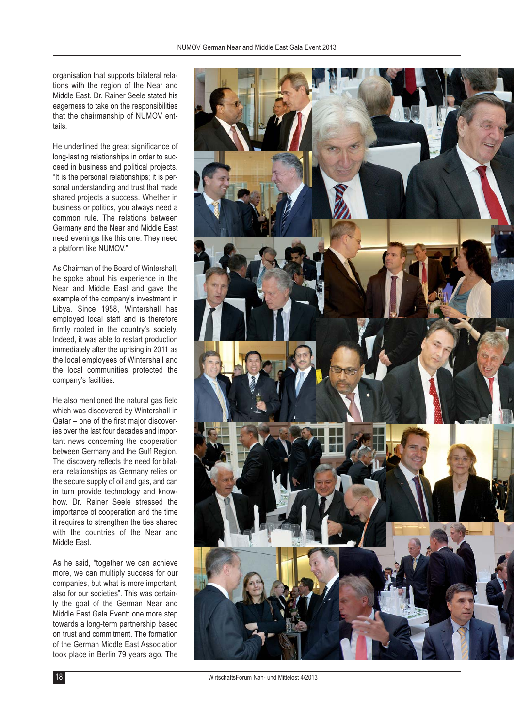organisation that supports bilateral relations with the region of the Near and Middle East. Dr. Rainer Seele stated his eagerness to take on the responsibilities that the chairmanship of NUMOV entails.

He underlined the great significance of long-lasting relationships in order to succeed in business and political projects. "It is the personal relationships; it is personal understanding and trust that made shared projects a success. Whether in business or politics, you always need a common rule. The relations between Germany and the Near and Middle East need evenings like this one. They need a platform like NUMOV."

As Chairman of the Board of Wintershall, he spoke about his experience in the Near and Middle East and gave the example of the company's investment in Libya. Since 1958, Wintershall has employed local staff and is therefore firmly rooted in the country's society. Indeed, it was able to restart production immediately after the uprising in 2011 as the local employees of Wintershall and the local communities protected the company's facilities.

He also mentioned the natural gas field which was discovered by Wintershall in Qatar – one of the first major discoveries over the last four decades and important news concerning the cooperation between Germany and the Gulf Region. The discovery reflects the need for bilateral relationships as Germany relies on the secure supply of oil and gas, and can in turn provide technology and know-how. Dr. Rainer Seele stressed the importance of cooperation and the time it requires to strengthen the ties shared with the countries of the Near and Middle East.

As he said, "together we can achieve more, we can multiply success for our companies, but what is more important, also for our societies". This was certainly the goal of the German Near and Middle East Gala Event: one more step towards a long-term partnership based on trust and commitment. The formation of the German Middle East Association took place in Berlin 79 years ago. The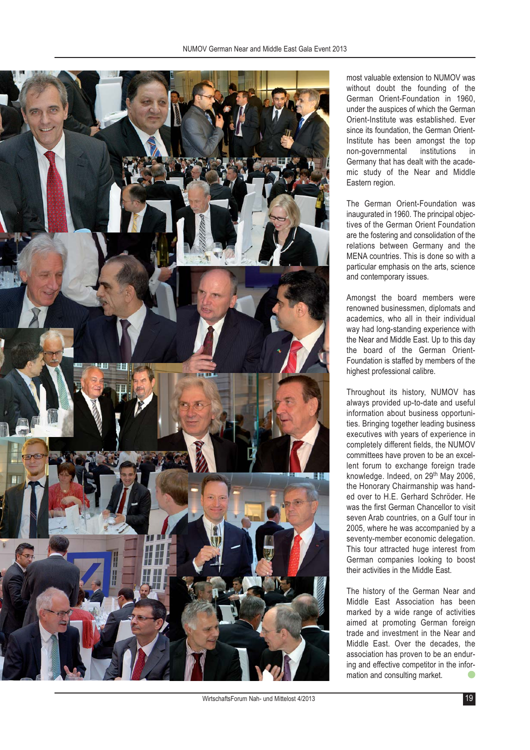most valuable extension to NUMOV was without doubt the founding of the German Orient-Foundation in 1960, under the auspices of which the German Orient-Institute was established. Ever since its foundation, the German Orient-Institute has been amongst the top non-governmental institutions in Germany that has dealt with the academic study of the Near and Middle Eastern region.

The German Orient-Foundation was inaugurated in 1960. The principal objectives of the German Orient Foundation are the fostering and consolidation of the relations between Germany and the MENA countries. This is done so with a particular emphasis on the arts, science and contemporary issues.

Amongst the board members were renowned businessmen, diplomats and academics, who all in their individual way had long-standing experience with the Near and Middle East. Up to this day the board of the German Orient-Foundation is staffed by members of the highest professional calibre.

Throughout its history, NUMOV has always provided up-to-date and useful information about business opportunities. Bringing together leading business executives with years of experience in completely different fields, the NUMOV committees have proven to be an excellent forum to exchange foreign trade knowledge. Indeed, on 29th May 2006, the Honorary Chairmanship was handed over to H.E. Gerhard Schröder. He was the first German Chancellor to visit seven Arab countries, on a Gulf tour in 2005, where he was accompanied by a seventy-member economic delegation. This tour attracted huge interest from German companies looking to boost their activities in the Middle East.

The history of the German Near and Middle East Association has been marked by a wide range of activities aimed at promoting German foreign trade and investment in the Near and Middle East. Over the decades, the association has proven to be an enduring and effective competitor in the information and consulting market.